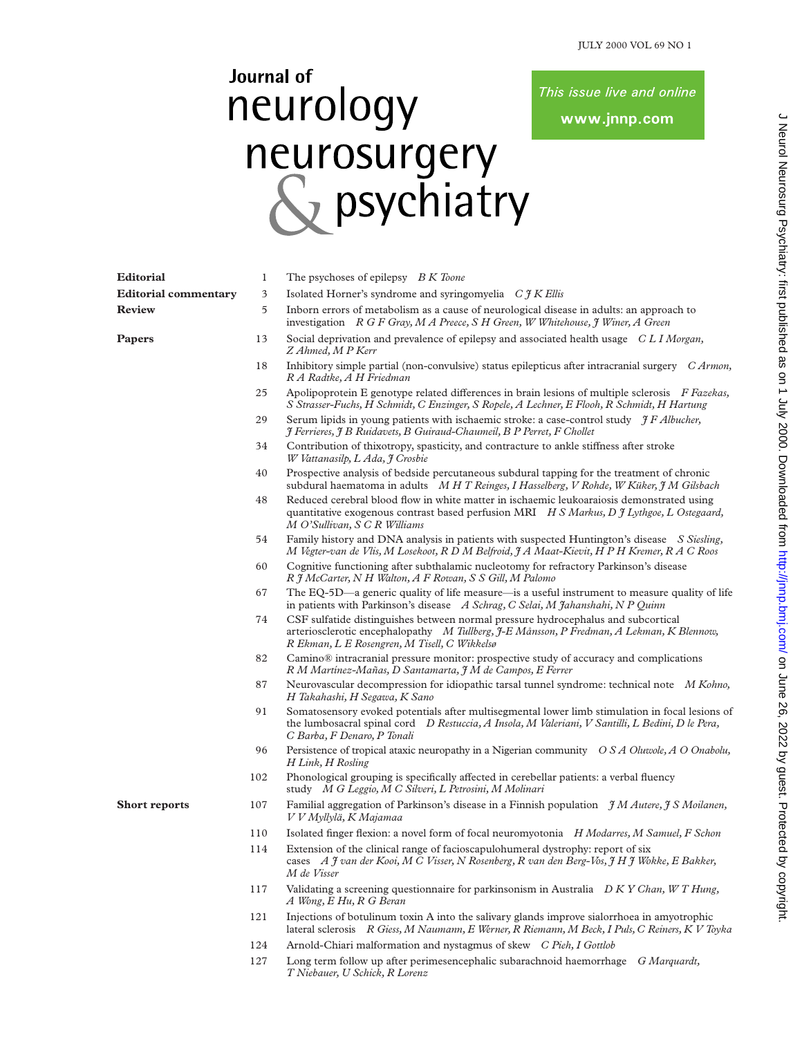JULY 2000 VOL 69 NO 1

# Journal of neurology neurosurgery & psychiatry

This issue live and online
**www.jnnp.com**

| | | |
|---|---|---|
| **Editorial** | 1 | The psychoses of epilepsy *B K Toone* |
| **Editorial commentary** | 3 | Isolated Horner's syndrome and syringomyelia *C J K Ellis* |
| **Review** | 5 | Inborn errors of metabolism as a cause of neurological disease in adults: an approach to investigation *R G F Gray, M A Preece, S H Green, W Whitehouse, J Winer, A Green* |
| **Papers** | 13 | Social deprivation and prevalence of epilepsy and associated health usage *C L I Morgan, Z Ahmed, M P Kerr* |
| | 18 | Inhibitory simple partial (non-convulsive) status epilepticus after intracranial surgery *C Armon, R A Radtke, A H Friedman* |
| | 25 | Apolipoprotein E genotype related differences in brain lesions of multiple sclerosis *F Fazekas, S Strasser-Fuchs, H Schmidt, C Enzinger, S Ropele, A Lechner, E Flooh, R Schmidt, H Hartung* |
| | 29 | Serum lipids in young patients with ischaemic stroke: a case-control study *J F Albucher, J Ferrieres, J B Ruidavets, B Guiraud-Chaumeil, B P Perret, F Chollet* |
| | 34 | Contribution of thixotropy, spasticity, and contracture to ankle stiffness after stroke *W Vattanasilp, L Ada, J Crosbie* |
| | 40 | Prospective analysis of bedside percutaneous subdural tapping for the treatment of chronic subdural haematoma in adults *M H T Reinges, I Hasselberg, V Rohde, W Küker, J M Gilsbach* |
| | 48 | Reduced cerebral blood flow in white matter in ischaemic leukoaraiosis demonstrated using quantitative exogenous contrast based perfusion MRI *H S Markus, D J Lythgoe, L Ostegaard, M O'Sullivan, S C R Williams* |
| | 54 | Family history and DNA analysis in patients with suspected Huntington's disease *S Siesling, M Vegter-van de Vlis, M Losekoot, R D M Belfroid, J A Maat-Kievit, H P H Kremer, R A C Roos* |
| | 60 | Cognitive functioning after subthalamic nucleotomy for refractory Parkinson's disease *R J McCarter, N H Walton, A F Rowan, S S Gill, M Palomo* |
| | 67 | The EQ-5D—a generic quality of life measure—is a useful instrument to measure quality of life in patients with Parkinson's disease *A Schrag, C Selai, M Jahanshahi, N P Quinn* |
| | 74 | CSF sulfatide distinguishes between normal pressure hydrocephalus and subcortical arteriosclerotic encephalopathy *M Tullberg, J-E Månsson, P Fredman, A Lekman, K Blennow, R Ekman, L E Rosengren, M Tisell, C Wikkelsø* |
| | 82 | Camino® intracranial pressure monitor: prospective study of accuracy and complications *R M Martínez-Mañas, D Santamarta, J M de Campos, E Ferrer* |
| | 87 | Neurovascular decompression for idiopathic tarsal tunnel syndrome: technical note *M Kohno, H Takahashi, H Segawa, K Sano* |
| | 91 | Somatosensory evoked potentials after multisegmental lower limb stimulation in focal lesions of the lumbosacral spinal cord *D Restuccia, A Insola, M Valeriani, V Santilli, L Bedini, D le Pera, C Barba, F Denaro, P Tonali* |
| | 96 | Persistence of tropical ataxic neuropathy in a Nigerian community *O S A Oluwole, A O Onabolu, H Link, H Rosling* |
| | 102 | Phonological grouping is specifically affected in cerebellar patients: a verbal fluency study *M G Leggio, M C Silveri, L Petrosini, M Molinari* |
| **Short reports** | 107 | Familial aggregation of Parkinson's disease in a Finnish population *J M Autere, J S Moilanen, V V Myllylä, K Majamaa* |
| | 110 | Isolated finger flexion: a novel form of focal neuromyotonia *H Modarres, M Samuel, F Schon* |
| | 114 | Extension of the clinical range of facioscapulohumeral dystrophy: report of six cases *A J van der Kooi, M C Visser, N Rosenberg, R van den Berg-Vos, J H J Wokke, E Bakker, M de Visser* |
| | 117 | Validating a screening questionnaire for parkinsonism in Australia *D K Y Chan, W T Hung, A Wong, E Hu, R G Beran* |
| | 121 | Injections of botulinum toxin A into the salivary glands improve sialorrhoea in amyotrophic lateral sclerosis *R Giess, M Naumann, E Werner, R Riemann, M Beck, I Puls, C Reiners, K V Toyka* |
| | 124 | Arnold-Chiari malformation and nystagmus of skew *C Pieh, I Gottlob* |
| | 127 | Long term follow up after perimesencephalic subarachnoid haemorrhage *G Marquardt, T Niebauer, U Schick, R Lorenz* |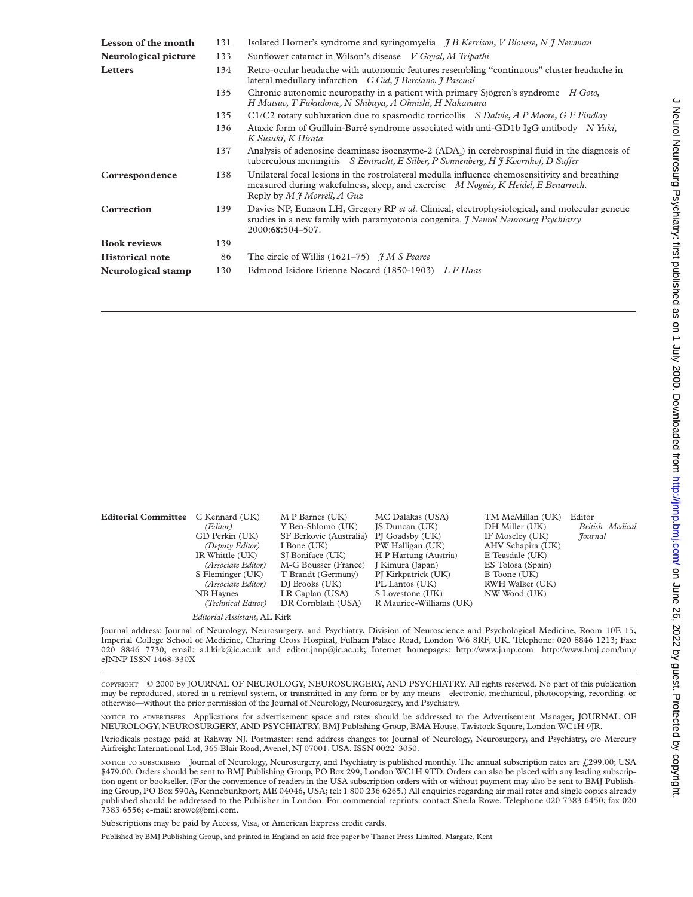| | | |
|---|---|---|
| **Lesson of the month** | 131 | Isolated Horner's syndrome and syringomyelia *J B Kerrison, V Biousse, N J Newman* |
| **Neurological picture** | 133 | Sunflower cataract in Wilson's disease *V Goyal, M Tripathi* |
| **Letters** | 134 | Retro-ocular headache with autonomic features resembling "continuous" cluster headache in lateral medullary infarction *C Cid, J Berciano, J Pascual* |
| | 135 | Chronic autonomic neuropathy in a patient with primary Sjögren's syndrome *H Goto, H Matsuo, T Fukudome, N Shibuya, A Ohnishi, H Nakamura* |
| | 135 | C1/C2 rotary subluxation due to spasmodic torticollis *S Dalvie, A P Moore, G F Findlay* |
| | 136 | Ataxic form of Guillain-Barré syndrome associated with anti-GD1b IgG antibody *N Yuki, K Susuki, K Hirata* |
| | 137 | Analysis of adenosine deaminase isoenzyme-2 ($ADA_2$) in cerebrospinal fluid in the diagnosis of tuberculous meningitis *S Eintracht, E Silber, P Sonnenberg, H J Koornhof, D Saffer* |
| **Correspondence** | 138 | Unilateral focal lesions in the rostrolateral medulla influence chemosensitivity and breathing measured during wakefulness, sleep, and exercise *M Nogués, K Heidel, E Benarroch.* Reply by *M J Morrell, A Guz* |
| **Correction** | 139 | Davies NP, Eunson LH, Gregory RP *et al*. Clinical, electrophysiological, and molecular genetic studies in a new family with paramyotonia congenita. *J Neurol Neurosurg Psychiatry* 2000:**68**:504–507. |
| **Book reviews** | 139 | |
| **Historical note** | 86 | The circle of Willis (1621–75) *J M S Pearce* |
| **Neurological stamp** | 130 | Edmond Isidore Etienne Nocard (1850-1903) *L F Haas* |

**Editorial Committee**

C Kennard (UK) *(Editor)*
GD Perkin (UK) *(Deputy Editor)*
IR Whittle (UK) *(Associate Editor)*
S Fleminger (UK) *(Associate Editor)*
NB Haynes *(Technical Editor)*

M P Barnes (UK)
Y Ben-Shlomo (UK)
SF Berkovic (Australia)
I Bone (UK)
SJ Boniface (UK)
M-G Bousser (France)
T Brandt (Germany)
DJ Brooks (UK)
LR Caplan (USA)
DR Cornblath (USA)

MC Dalakas (USA)
JS Duncan (UK)
PJ Goadsby (UK)
PW Halligan (UK)
H P Hartung (Austria)
J Kimura (Japan)
PJ Kirkpatrick (UK)
PL Lantos (UK)
S Lovestone (UK)
R Maurice-Williams (UK)

TM McMillan (UK)
DH Miller (UK)
IF Moseley (UK)
AHV Schapira (UK)
E Teasdale (UK)
ES Tolosa (Spain)
B Toone (UK)
RWH Walker (UK)
NW Wood (UK)

Editor *British Medical Journal*

*Editorial Assistant,* AL Kirk

Journal address: Journal of Neurology, Neurosurgery, and Psychiatry, Division of Neuroscience and Psychological Medicine, Room 10E 15, Imperial College School of Medicine, Charing Cross Hospital, Fulham Palace Road, London W6 8RF, UK. Telephone: 020 8846 1213; Fax: 020 8846 7730; email: a.l.kirk@ic.ac.uk and editor.jnnp@ic.ac.uk; Internet homepages: http://www.jnnp.com http://www.bmj.com/bmj/ eJNNP ISSN 1468-330X

COPYRIGHT © 2000 by JOURNAL OF NEUROLOGY, NEUROSURGERY, AND PSYCHIATRY. All rights reserved. No part of this publication may be reproduced, stored in a retrieval system, or transmitted in any form or by any means—electronic, mechanical, photocopying, recording, or otherwise—without the prior permission of the Journal of Neurology, Neurosurgery, and Psychiatry.

NOTICE TO ADVERTISERS Applications for advertisement space and rates should be addressed to the Advertisement Manager, JOURNAL OF NEUROLOGY, NEUROSURGERY, AND PSYCHIATRY, BMJ Publishing Group, BMA House, Tavistock Square, London WC1H 9JR.

Periodicals postage paid at Rahway NJ. Postmaster: send address changes to: Journal of Neurology, Neurosurgery, and Psychiatry, c/o Mercury Airfreight International Ltd, 365 Blair Road, Avenel, NJ 07001, USA. ISSN 0022–3050.

NOTICE TO SUBSCRIBERS Journal of Neurology, Neurosurgery, and Psychiatry is published monthly. The annual subscription rates are £299.00; USA $479.00. Orders should be sent to BMJ Publishing Group, PO Box 299, London WC1H 9TD. Orders can also be placed with any leading subscription agent or bookseller. (For the convenience of readers in the USA subscription orders with or without payment may also be sent to BMJ Publishing Group, PO Box 590A, Kennebunkport, ME 04046, USA; tel: 1 800 236 6265.) All enquiries regarding air mail rates and single copies already published should be addressed to the Publisher in London. For commercial reprints: contact Sheila Rowe. Telephone 020 7383 6450; fax 020 7383 6556; e-mail: srowe@bmj.com.

Subscriptions may be paid by Access, Visa, or American Express credit cards.

Published by BMJ Publishing Group, and printed in England on acid free paper by Thanet Press Limited, Margate, Kent